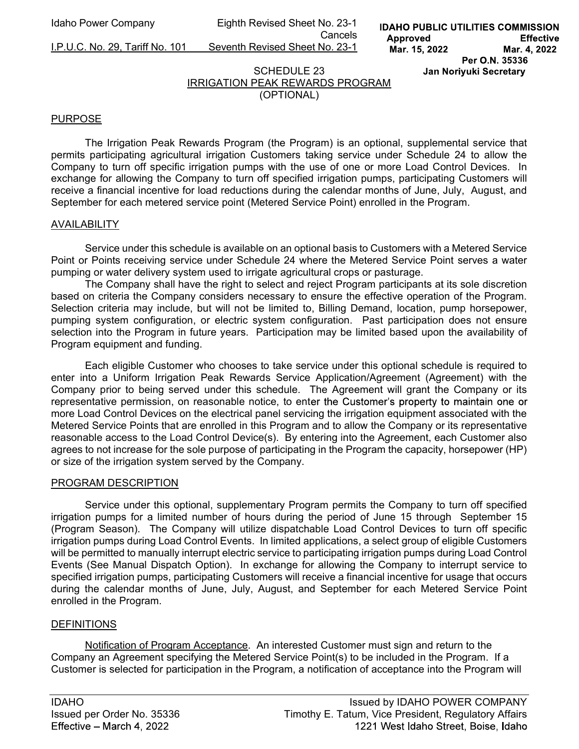# SCHEDULE 23
## IRRIGATION PEAK REWARDS PROGRAM
(OPTIONAL)

### PURPOSE

The Irrigation Peak Rewards Program (the Program) is an optional, supplemental service that permits participating agricultural irrigation Customers taking service under Schedule 24 to allow the Company to turn off specific irrigation pumps with the use of one or more Load Control Devices. In exchange for allowing the Company to turn off specified irrigation pumps, participating Customers will receive a financial incentive for load reductions during the calendar months of June, July, August, and September for each metered service point (Metered Service Point) enrolled in the Program.

### AVAILABILITY

Service under this schedule is available on an optional basis to Customers with a Metered Service Point or Points receiving service under Schedule 24 where the Metered Service Point serves a water pumping or water delivery system used to irrigate agricultural crops or pasturage.

The Company shall have the right to select and reject Program participants at its sole discretion based on criteria the Company considers necessary to ensure the effective operation of the Program. Selection criteria may include, but will not be limited to, Billing Demand, location, pump horsepower, pumping system configuration, or electric system configuration. Past participation does not ensure selection into the Program in future years. Participation may be limited based upon the availability of Program equipment and funding.

Each eligible Customer who chooses to take service under this optional schedule is required to enter into a Uniform Irrigation Peak Rewards Service Application/Agreement (Agreement) with the Company prior to being served under this schedule. The Agreement will grant the Company or its representative permission, on reasonable notice, to enter the Customer's property to maintain one or more Load Control Devices on the electrical panel servicing the irrigation equipment associated with the Metered Service Points that are enrolled in this Program and to allow the Company or its representative reasonable access to the Load Control Device(s). By entering into the Agreement, each Customer also agrees to not increase for the sole purpose of participating in the Program the capacity, horsepower (HP) or size of the irrigation system served by the Company.

### PROGRAM DESCRIPTION

Service under this optional, supplementary Program permits the Company to turn off specified irrigation pumps for a limited number of hours during the period of June 15 through September 15 (Program Season). The Company will utilize dispatchable Load Control Devices to turn off specific irrigation pumps during Load Control Events. In limited applications, a select group of eligible Customers will be permitted to manually interrupt electric service to participating irrigation pumps during Load Control Events (See Manual Dispatch Option). In exchange for allowing the Company to interrupt service to specified irrigation pumps, participating Customers will receive a financial incentive for usage that occurs during the calendar months of June, July, August, and September for each Metered Service Point enrolled in the Program.

### DEFINITIONS

Notification of Program Acceptance. An interested Customer must sign and return to the Company an Agreement specifying the Metered Service Point(s) to be included in the Program. If a Customer is selected for participation in the Program, a notification of acceptance into the Program will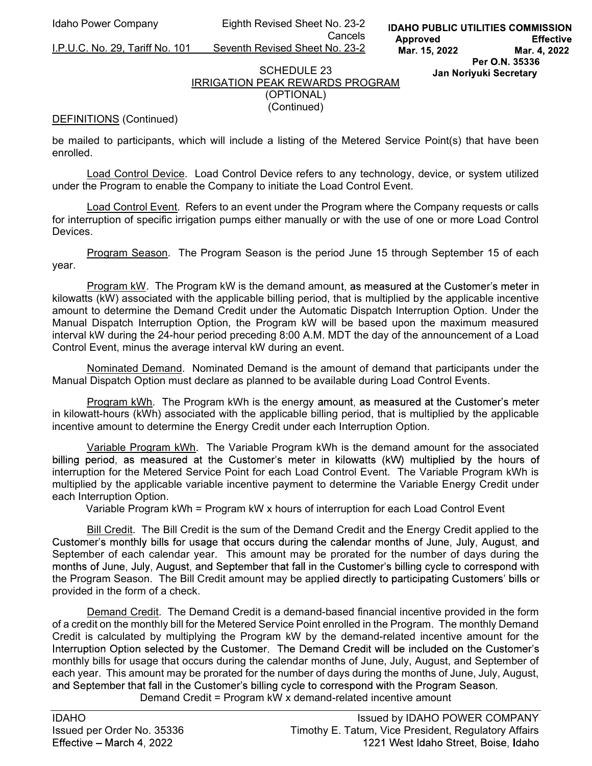## SCHEDULE 23
## IRRIGATION PEAK REWARDS PROGRAM
## (OPTIONAL)
## (Continued)

DEFINITIONS (Continued)

be mailed to participants, which will include a listing of the Metered Service Point(s) that have been enrolled.

Load Control Device. Load Control Device refers to any technology, device, or system utilized under the Program to enable the Company to initiate the Load Control Event.

Load Control Event. Refers to an event under the Program where the Company requests or calls for interruption of specific irrigation pumps either manually or with the use of one or more Load Control Devices.

Program Season. The Program Season is the period June 15 through September 15 of each year.

Program kW. The Program kW is the demand amount, as measured at the Customer's meter in kilowatts (kW) associated with the applicable billing period, that is multiplied by the applicable incentive amount to determine the Demand Credit under the Automatic Dispatch Interruption Option. Under the Manual Dispatch Interruption Option, the Program kW will be based upon the maximum measured interval kW during the 24-hour period preceding 8:00 A.M. MDT the day of the announcement of a Load Control Event, minus the average interval kW during an event.

Nominated Demand. Nominated Demand is the amount of demand that participants under the Manual Dispatch Option must declare as planned to be available during Load Control Events.

Program kWh. The Program kWh is the energy amount, as measured at the Customer's meter in kilowatt-hours (kWh) associated with the applicable billing period, that is multiplied by the applicable incentive amount to determine the Energy Credit under each Interruption Option.

Variable Program kWh. The Variable Program kWh is the demand amount for the associated billing period, as measured at the Customer's meter in kilowatts (kW) multiplied by the hours of interruption for the Metered Service Point for each Load Control Event. The Variable Program kWh is multiplied by the applicable variable incentive payment to determine the Variable Energy Credit under each Interruption Option.

Variable Program kWh = Program kW x hours of interruption for each Load Control Event

Bill Credit. The Bill Credit is the sum of the Demand Credit and the Energy Credit applied to the Customer's monthly bills for usage that occurs during the calendar months of June, July, August, and September of each calendar year. This amount may be prorated for the number of days during the months of June, July, August, and September that fall in the Customer's billing cycle to correspond with the Program Season. The Bill Credit amount may be applied directly to participating Customers' bills or provided in the form of a check.

Demand Credit. The Demand Credit is a demand-based financial incentive provided in the form of a credit on the monthly bill for the Metered Service Point enrolled in the Program. The monthly Demand Credit is calculated by multiplying the Program kW by the demand-related incentive amount for the Interruption Option selected by the Customer. The Demand Credit will be included on the Customer's monthly bills for usage that occurs during the calendar months of June, July, August, and September of each year. This amount may be prorated for the number of days during the months of June, July, August, and September that fall in the Customer's billing cycle to correspond with the Program Season.

Demand Credit = Program kW x demand-related incentive amount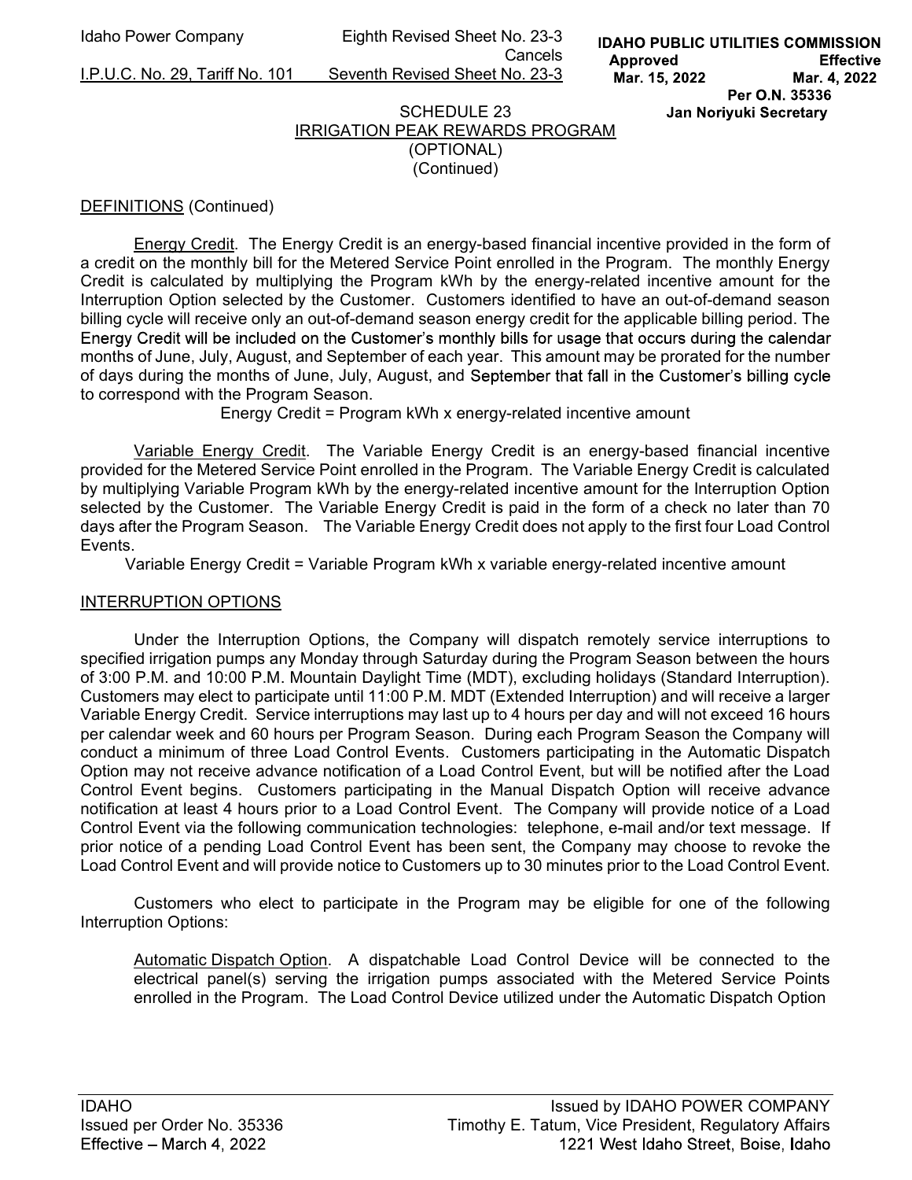Idaho Power Company Eighth Revised Sheet No. 23-3
Cancels
I.P.U.C. No. 29, Tariff No. 101 Seventh Revised Sheet No. 23-3

IDAHO PUBLIC UTILITIES COMMISSION
Approved Mar. 15, 2022 Effective Mar. 4, 2022
Per O.N. 35336
Jan Noriyuki Secretary

SCHEDULE 23
IRRIGATION PEAK REWARDS PROGRAM
(OPTIONAL)
(Continued)

DEFINITIONS (Continued)

Energy Credit. The Energy Credit is an energy-based financial incentive provided in the form of a credit on the monthly bill for the Metered Service Point enrolled in the Program. The monthly Energy Credit is calculated by multiplying the Program kWh by the energy-related incentive amount for the Interruption Option selected by the Customer. Customers identified to have an out-of-demand season billing cycle will receive only an out-of-demand season energy credit for the applicable billing period. The Energy Credit will be included on the Customer's monthly bills for usage that occurs during the calendar months of June, July, August, and September of each year. This amount may be prorated for the number of days during the months of June, July, August, and September that fall in the Customer's billing cycle to correspond with the Program Season.

Energy Credit = Program kWh x energy-related incentive amount

Variable Energy Credit. The Variable Energy Credit is an energy-based financial incentive provided for the Metered Service Point enrolled in the Program. The Variable Energy Credit is calculated by multiplying Variable Program kWh by the energy-related incentive amount for the Interruption Option selected by the Customer. The Variable Energy Credit is paid in the form of a check no later than 70 days after the Program Season. The Variable Energy Credit does not apply to the first four Load Control Events.

Variable Energy Credit = Variable Program kWh x variable energy-related incentive amount

INTERRUPTION OPTIONS

Under the Interruption Options, the Company will dispatch remotely service interruptions to specified irrigation pumps any Monday through Saturday during the Program Season between the hours of 3:00 P.M. and 10:00 P.M. Mountain Daylight Time (MDT), excluding holidays (Standard Interruption). Customers may elect to participate until 11:00 P.M. MDT (Extended Interruption) and will receive a larger Variable Energy Credit. Service interruptions may last up to 4 hours per day and will not exceed 16 hours per calendar week and 60 hours per Program Season. During each Program Season the Company will conduct a minimum of three Load Control Events. Customers participating in the Automatic Dispatch Option may not receive advance notification of a Load Control Event, but will be notified after the Load Control Event begins. Customers participating in the Manual Dispatch Option will receive advance notification at least 4 hours prior to a Load Control Event. The Company will provide notice of a Load Control Event via the following communication technologies: telephone, e-mail and/or text message. If prior notice of a pending Load Control Event has been sent, the Company may choose to revoke the Load Control Event and will provide notice to Customers up to 30 minutes prior to the Load Control Event.

Customers who elect to participate in the Program may be eligible for one of the following Interruption Options:

Automatic Dispatch Option. A dispatchable Load Control Device will be connected to the electrical panel(s) serving the irrigation pumps associated with the Metered Service Points enrolled in the Program. The Load Control Device utilized under the Automatic Dispatch Option

IDAHO
Issued per Order No. 35336
Effective – March 4, 2022

Issued by IDAHO POWER COMPANY
Timothy E. Tatum, Vice President, Regulatory Affairs
1221 West Idaho Street, Boise, Idaho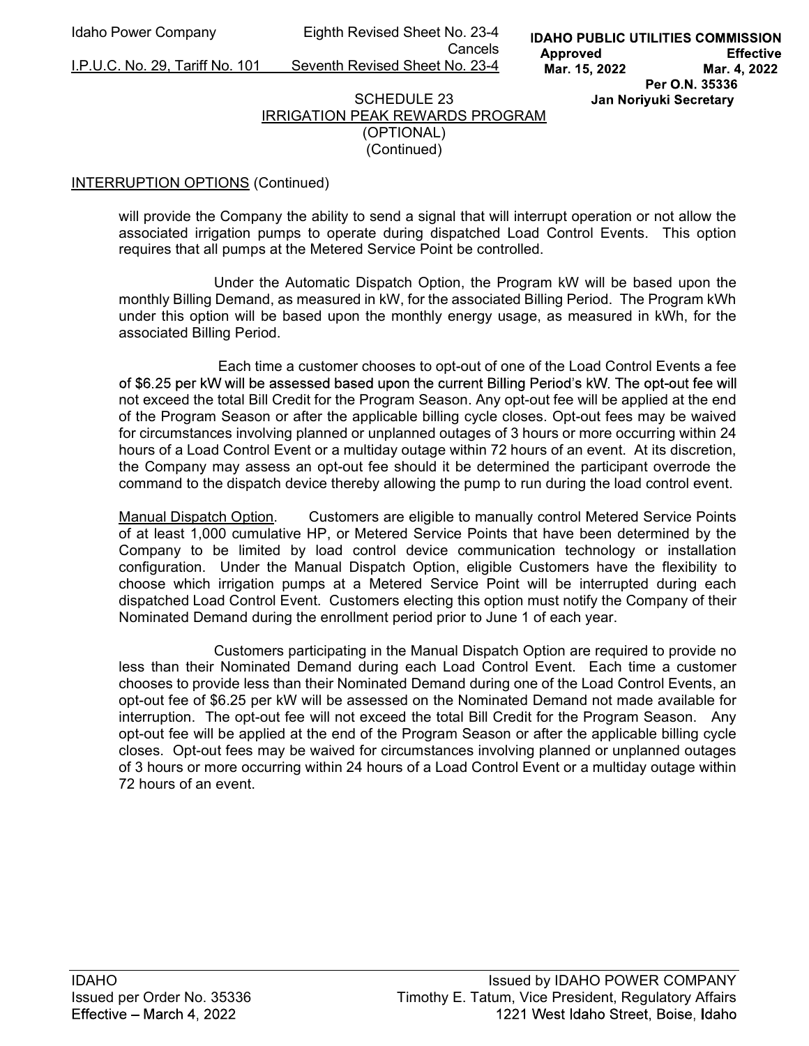## SCHEDULE 23
## IRRIGATION PEAK REWARDS PROGRAM
## (OPTIONAL)
## (Continued)

INTERRUPTION OPTIONS (Continued)

will provide the Company the ability to send a signal that will interrupt operation or not allow the associated irrigation pumps to operate during dispatched Load Control Events. This option requires that all pumps at the Metered Service Point be controlled.

Under the Automatic Dispatch Option, the Program kW will be based upon the monthly Billing Demand, as measured in kW, for the associated Billing Period. The Program kWh under this option will be based upon the monthly energy usage, as measured in kWh, for the associated Billing Period.

Each time a customer chooses to opt-out of one of the Load Control Events a fee of $6.25 per kW will be assessed based upon the current Billing Period's kW. The opt-out fee will not exceed the total Bill Credit for the Program Season. Any opt-out fee will be applied at the end of the Program Season or after the applicable billing cycle closes. Opt-out fees may be waived for circumstances involving planned or unplanned outages of 3 hours or more occurring within 24 hours of a Load Control Event or a multiday outage within 72 hours of an event. At its discretion, the Company may assess an opt-out fee should it be determined the participant overrode the command to the dispatch device thereby allowing the pump to run during the load control event.

Manual Dispatch Option. Customers are eligible to manually control Metered Service Points of at least 1,000 cumulative HP, or Metered Service Points that have been determined by the Company to be limited by load control device communication technology or installation configuration. Under the Manual Dispatch Option, eligible Customers have the flexibility to choose which irrigation pumps at a Metered Service Point will be interrupted during each dispatched Load Control Event. Customers electing this option must notify the Company of their Nominated Demand during the enrollment period prior to June 1 of each year.

Customers participating in the Manual Dispatch Option are required to provide no less than their Nominated Demand during each Load Control Event. Each time a customer chooses to provide less than their Nominated Demand during one of the Load Control Events, an opt-out fee of $6.25 per kW will be assessed on the Nominated Demand not made available for interruption. The opt-out fee will not exceed the total Bill Credit for the Program Season. Any opt-out fee will be applied at the end of the Program Season or after the applicable billing cycle closes. Opt-out fees may be waived for circumstances involving planned or unplanned outages of 3 hours or more occurring within 24 hours of a Load Control Event or a multiday outage within 72 hours of an event.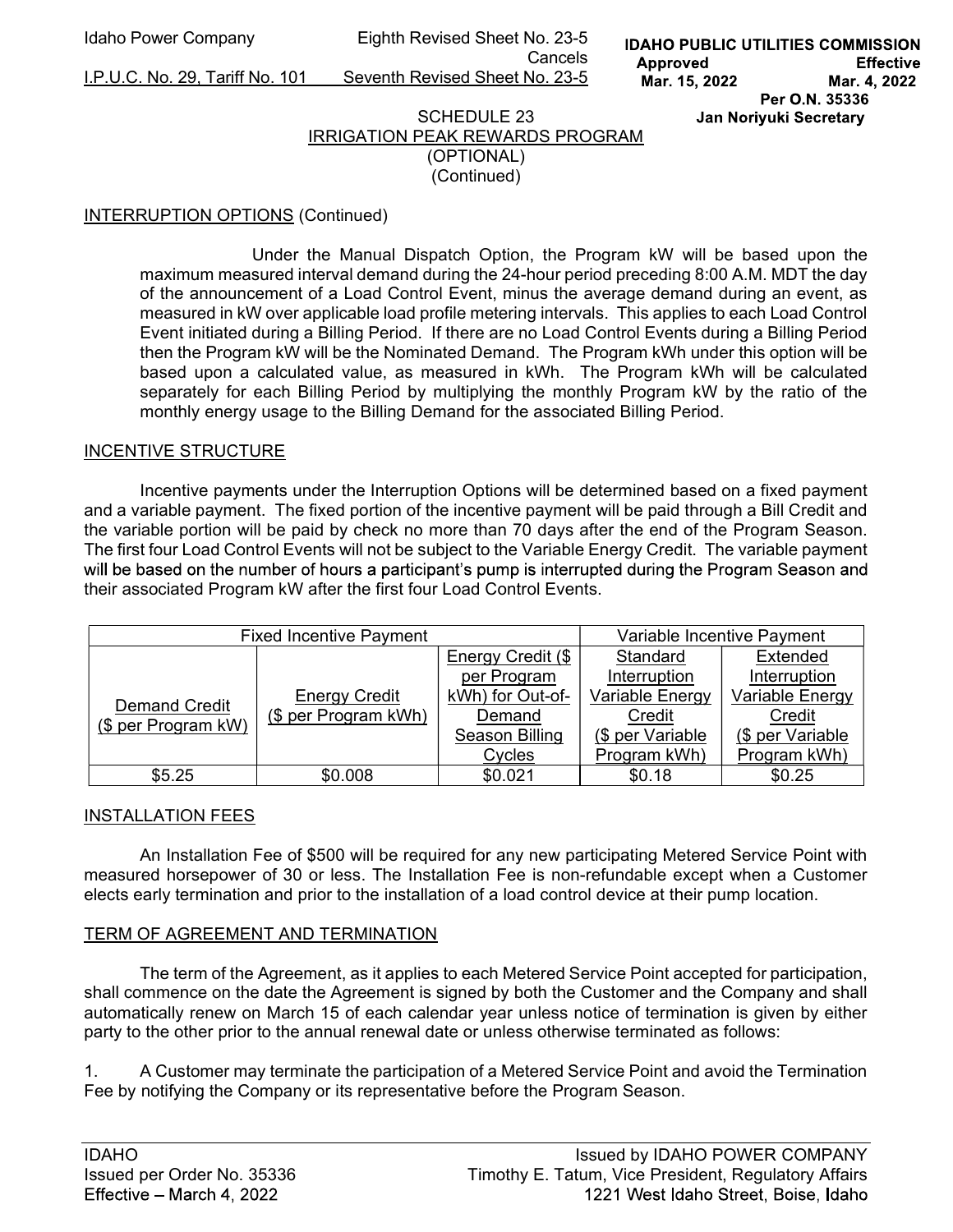Idaho Power Company Eighth Revised Sheet No. 23-5 Cancels
I.P.U.C. No. 29, Tariff No. 101 Seventh Revised Sheet No. 23-5

IDAHO PUBLIC UTILITIES COMMISSION
Approved Mar. 15, 2022 Effective Mar. 4, 2022
Per O.N. 35336
Jan Noriyuki Secretary

SCHEDULE 23
IRRIGATION PEAK REWARDS PROGRAM
(OPTIONAL)
(Continued)

## INTERRUPTION OPTIONS (Continued)

Under the Manual Dispatch Option, the Program kW will be based upon the maximum measured interval demand during the 24-hour period preceding 8:00 A.M. MDT the day of the announcement of a Load Control Event, minus the average demand during an event, as measured in kW over applicable load profile metering intervals. This applies to each Load Control Event initiated during a Billing Period. If there are no Load Control Events during a Billing Period then the Program kW will be the Nominated Demand. The Program kWh under this option will be based upon a calculated value, as measured in kWh. The Program kWh will be calculated separately for each Billing Period by multiplying the monthly Program kW by the ratio of the monthly energy usage to the Billing Demand for the associated Billing Period.

## INCENTIVE STRUCTURE

Incentive payments under the Interruption Options will be determined based on a fixed payment and a variable payment. The fixed portion of the incentive payment will be paid through a Bill Credit and the variable portion will be paid by check no more than 70 days after the end of the Program Season. The first four Load Control Events will not be subject to the Variable Energy Credit. The variable payment will be based on the number of hours a participant's pump is interrupted during the Program Season and their associated Program kW after the first four Load Control Events.

| Fixed Incentive Payment | | | Variable Incentive Payment | |
|---|---|---|---|---|
| Demand Credit ($ per Program kW) | Energy Credit ($ per Program kWh) | Energy Credit ($ per Program kWh) for Out-of-Demand Season Billing Cycles | Standard Interruption Variable Energy Credit ($ per Variable Program kWh) | Extended Interruption Variable Energy Credit ($ per Variable Program kWh) |
| $5.25 | $0.008 | $0.021 | $0.18 | $0.25 |

## INSTALLATION FEES

An Installation Fee of $500 will be required for any new participating Metered Service Point with measured horsepower of 30 or less. The Installation Fee is non-refundable except when a Customer elects early termination and prior to the installation of a load control device at their pump location.

## TERM OF AGREEMENT AND TERMINATION

The term of the Agreement, as it applies to each Metered Service Point accepted for participation, shall commence on the date the Agreement is signed by both the Customer and the Company and shall automatically renew on March 15 of each calendar year unless notice of termination is given by either party to the other prior to the annual renewal date or unless otherwise terminated as follows:

1. A Customer may terminate the participation of a Metered Service Point and avoid the Termination Fee by notifying the Company or its representative before the Program Season.

IDAHO
Issued per Order No. 35336
Effective – March 4, 2022

Issued by IDAHO POWER COMPANY
Timothy E. Tatum, Vice President, Regulatory Affairs
1221 West Idaho Street, Boise, Idaho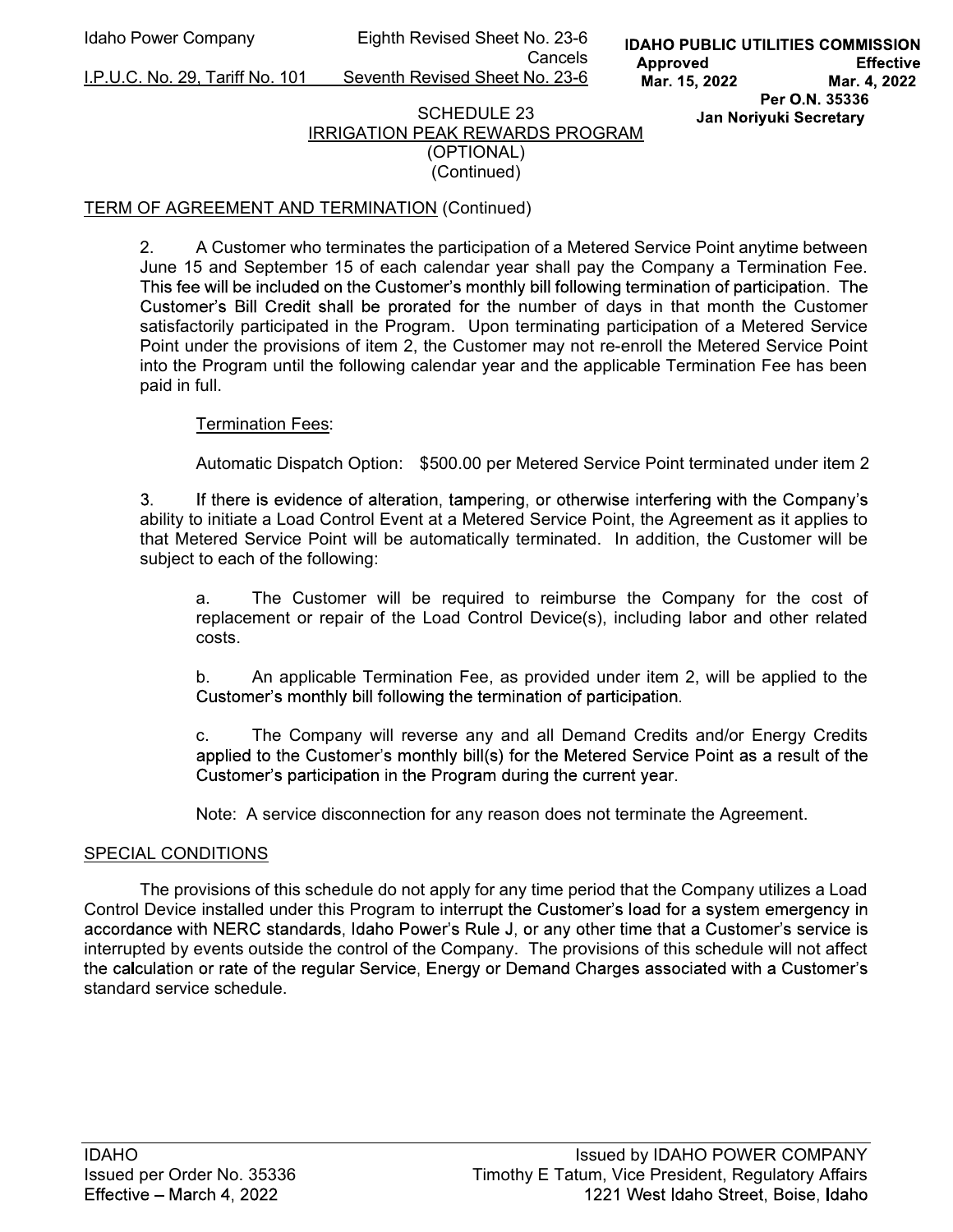SCHEDULE 23
IRRIGATION PEAK REWARDS PROGRAM
(OPTIONAL)
(Continued)

TERM OF AGREEMENT AND TERMINATION (Continued)

2. A Customer who terminates the participation of a Metered Service Point anytime between June 15 and September 15 of each calendar year shall pay the Company a Termination Fee. This fee will be included on the Customer's monthly bill following termination of participation. The Customer's Bill Credit shall be prorated for the number of days in that month the Customer satisfactorily participated in the Program. Upon terminating participation of a Metered Service Point under the provisions of item 2, the Customer may not re-enroll the Metered Service Point into the Program until the following calendar year and the applicable Termination Fee has been paid in full.

Termination Fees:

Automatic Dispatch Option: $500.00 per Metered Service Point terminated under item 2

3. If there is evidence of alteration, tampering, or otherwise interfering with the Company's ability to initiate a Load Control Event at a Metered Service Point, the Agreement as it applies to that Metered Service Point will be automatically terminated. In addition, the Customer will be subject to each of the following:

a. The Customer will be required to reimburse the Company for the cost of replacement or repair of the Load Control Device(s), including labor and other related costs.

b. An applicable Termination Fee, as provided under item 2, will be applied to the Customer's monthly bill following the termination of participation.

c. The Company will reverse any and all Demand Credits and/or Energy Credits applied to the Customer's monthly bill(s) for the Metered Service Point as a result of the Customer's participation in the Program during the current year.

Note: A service disconnection for any reason does not terminate the Agreement.

SPECIAL CONDITIONS

The provisions of this schedule do not apply for any time period that the Company utilizes a Load Control Device installed under this Program to interrupt the Customer's load for a system emergency in accordance with NERC standards, Idaho Power's Rule J, or any other time that a Customer's service is interrupted by events outside the control of the Company. The provisions of this schedule will not affect the calculation or rate of the regular Service, Energy or Demand Charges associated with a Customer's standard service schedule.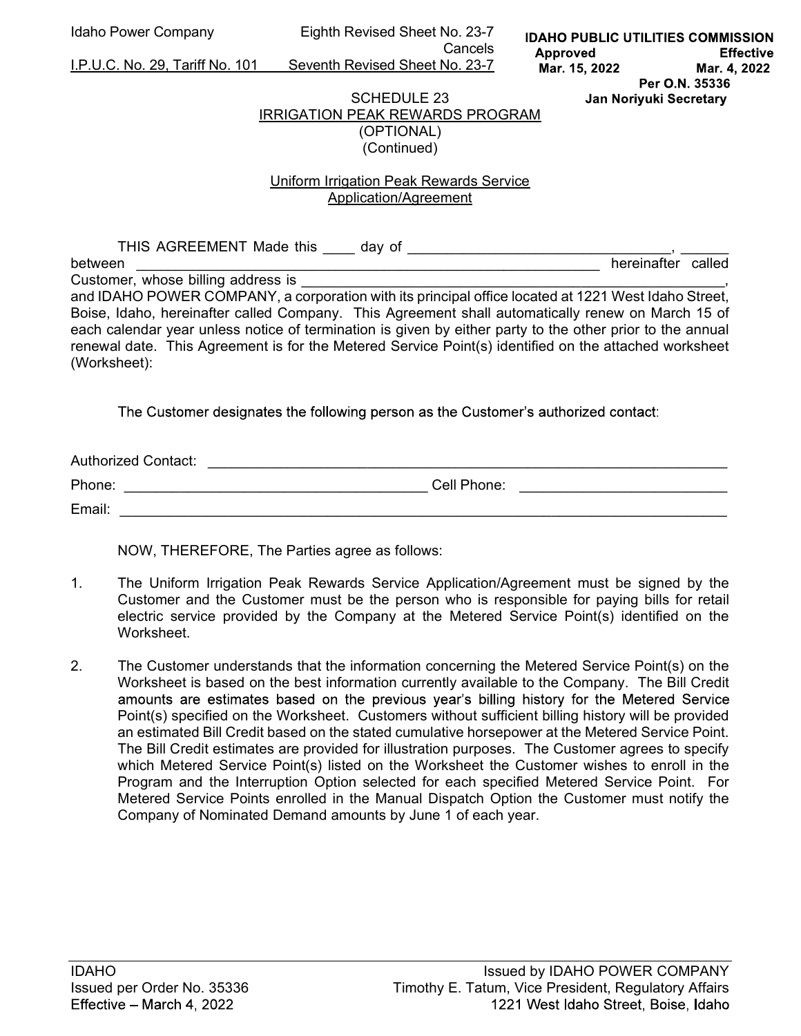Idaho Power Company Eighth Revised Sheet No. 23-7
Cancels
I.P.U.C. No. 29, Tariff No. 101 Seventh Revised Sheet No. 23-7

**IDAHO PUBLIC UTILITIES COMMISSION**
**Approved Mar. 15, 2022**
**Effective Mar. 4, 2022**
**Per O.N. 35336**
**Jan Noriyuki Secretary**

SCHEDULE 23
IRRIGATION PEAK REWARDS PROGRAM
(OPTIONAL)
(Continued)

Uniform Irrigation Peak Rewards Service
Application/Agreement

THIS AGREEMENT Made this ____ day of _________________________________, ______ between _____________________________________________________________ hereinafter called Customer, whose billing address is ________________________________________________________, and IDAHO POWER COMPANY, a corporation with its principal office located at 1221 West Idaho Street, Boise, Idaho, hereinafter called Company. This Agreement shall automatically renew on March 15 of each calendar year unless notice of termination is given by either party to the other prior to the annual renewal date. This Agreement is for the Metered Service Point(s) identified on the attached worksheet (Worksheet):

The Customer designates the following person as the Customer's authorized contact:

Authorized Contact: ____________________________________________________________________

Phone: ______________________________________ Cell Phone: __________________________

Email: ______________________________________________________________________________

NOW, THEREFORE, The Parties agree as follows:

1. The Uniform Irrigation Peak Rewards Service Application/Agreement must be signed by the Customer and the Customer must be the person who is responsible for paying bills for retail electric service provided by the Company at the Metered Service Point(s) identified on the Worksheet.

2. The Customer understands that the information concerning the Metered Service Point(s) on the Worksheet is based on the best information currently available to the Company. The Bill Credit amounts are estimates based on the previous year's billing history for the Metered Service Point(s) specified on the Worksheet. Customers without sufficient billing history will be provided an estimated Bill Credit based on the stated cumulative horsepower at the Metered Service Point. The Bill Credit estimates are provided for illustration purposes. The Customer agrees to specify which Metered Service Point(s) listed on the Worksheet the Customer wishes to enroll in the Program and the Interruption Option selected for each specified Metered Service Point. For Metered Service Points enrolled in the Manual Dispatch Option the Customer must notify the Company of Nominated Demand amounts by June 1 of each year.

IDAHO
Issued per Order No. 35336
Effective – March 4, 2022

Issued by IDAHO POWER COMPANY
Timothy E. Tatum, Vice President, Regulatory Affairs
1221 West Idaho Street, Boise, Idaho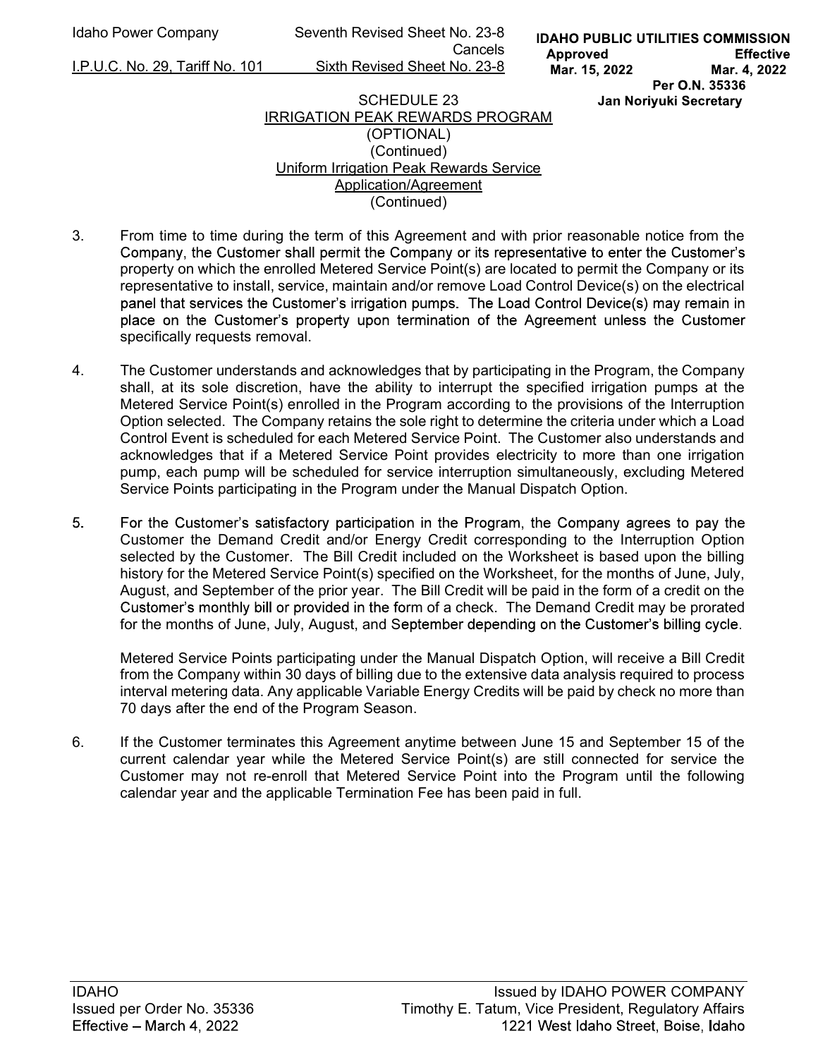SCHEDULE 23
IRRIGATION PEAK REWARDS PROGRAM
(OPTIONAL)
(Continued)
Uniform Irrigation Peak Rewards Service
Application/Agreement
(Continued)

3. From time to time during the term of this Agreement and with prior reasonable notice from the Company, the Customer shall permit the Company or its representative to enter the Customer's property on which the enrolled Metered Service Point(s) are located to permit the Company or its representative to install, service, maintain and/or remove Load Control Device(s) on the electrical panel that services the Customer's irrigation pumps. The Load Control Device(s) may remain in place on the Customer's property upon termination of the Agreement unless the Customer specifically requests removal.

4. The Customer understands and acknowledges that by participating in the Program, the Company shall, at its sole discretion, have the ability to interrupt the specified irrigation pumps at the Metered Service Point(s) enrolled in the Program according to the provisions of the Interruption Option selected. The Company retains the sole right to determine the criteria under which a Load Control Event is scheduled for each Metered Service Point. The Customer also understands and acknowledges that if a Metered Service Point provides electricity to more than one irrigation pump, each pump will be scheduled for service interruption simultaneously, excluding Metered Service Points participating in the Program under the Manual Dispatch Option.

5. For the Customer's satisfactory participation in the Program, the Company agrees to pay the Customer the Demand Credit and/or Energy Credit corresponding to the Interruption Option selected by the Customer. The Bill Credit included on the Worksheet is based upon the billing history for the Metered Service Point(s) specified on the Worksheet, for the months of June, July, August, and September of the prior year. The Bill Credit will be paid in the form of a credit on the Customer's monthly bill or provided in the form of a check. The Demand Credit may be prorated for the months of June, July, August, and September depending on the Customer's billing cycle.

   Metered Service Points participating under the Manual Dispatch Option, will receive a Bill Credit from the Company within 30 days of billing due to the extensive data analysis required to process interval metering data. Any applicable Variable Energy Credits will be paid by check no more than 70 days after the end of the Program Season.

6. If the Customer terminates this Agreement anytime between June 15 and September 15 of the current calendar year while the Metered Service Point(s) are still connected for service the Customer may not re-enroll that Metered Service Point into the Program until the following calendar year and the applicable Termination Fee has been paid in full.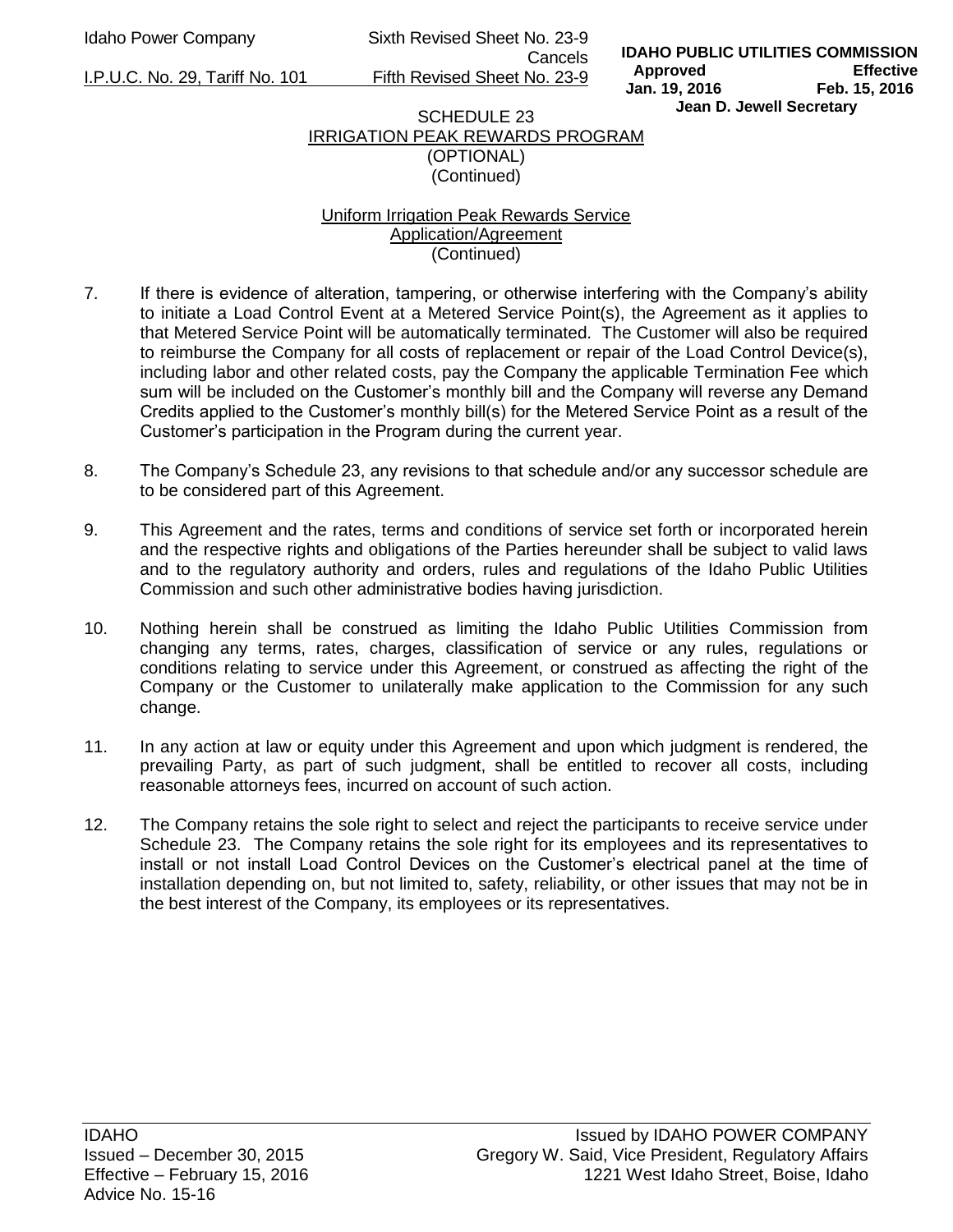## SCHEDULE 23
## IRRIGATION PEAK REWARDS PROGRAM
## (OPTIONAL)
## (Continued)

### Uniform Irrigation Peak Rewards Service Application/Agreement
### (Continued)

7. If there is evidence of alteration, tampering, or otherwise interfering with the Company's ability to initiate a Load Control Event at a Metered Service Point(s), the Agreement as it applies to that Metered Service Point will be automatically terminated. The Customer will also be required to reimburse the Company for all costs of replacement or repair of the Load Control Device(s), including labor and other related costs, pay the Company the applicable Termination Fee which sum will be included on the Customer's monthly bill and the Company will reverse any Demand Credits applied to the Customer's monthly bill(s) for the Metered Service Point as a result of the Customer's participation in the Program during the current year.

8. The Company's Schedule 23, any revisions to that schedule and/or any successor schedule are to be considered part of this Agreement.

9. This Agreement and the rates, terms and conditions of service set forth or incorporated herein and the respective rights and obligations of the Parties hereunder shall be subject to valid laws and to the regulatory authority and orders, rules and regulations of the Idaho Public Utilities Commission and such other administrative bodies having jurisdiction.

10. Nothing herein shall be construed as limiting the Idaho Public Utilities Commission from changing any terms, rates, charges, classification of service or any rules, regulations or conditions relating to service under this Agreement, or construed as affecting the right of the Company or the Customer to unilaterally make application to the Commission for any such change.

11. In any action at law or equity under this Agreement and upon which judgment is rendered, the prevailing Party, as part of such judgment, shall be entitled to recover all costs, including reasonable attorneys fees, incurred on account of such action.

12. The Company retains the sole right to select and reject the participants to receive service under Schedule 23. The Company retains the sole right for its employees and its representatives to install or not install Load Control Devices on the Customer's electrical panel at the time of installation depending on, but not limited to, safety, reliability, or other issues that may not be in the best interest of the Company, its employees or its representatives.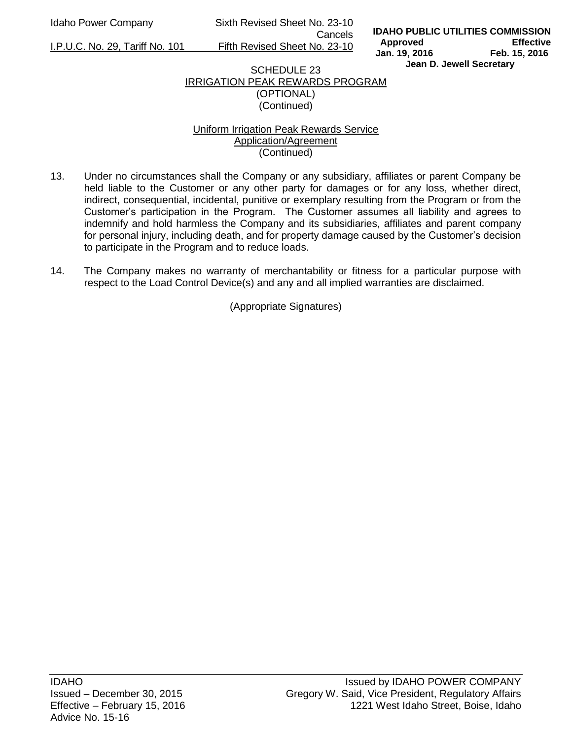SCHEDULE 23
IRRIGATION PEAK REWARDS PROGRAM
(OPTIONAL)
(Continued)

Uniform Irrigation Peak Rewards Service
Application/Agreement
(Continued)

13. Under no circumstances shall the Company or any subsidiary, affiliates or parent Company be held liable to the Customer or any other party for damages or for any loss, whether direct, indirect, consequential, incidental, punitive or exemplary resulting from the Program or from the Customer's participation in the Program. The Customer assumes all liability and agrees to indemnify and hold harmless the Company and its subsidiaries, affiliates and parent company for personal injury, including death, and for property damage caused by the Customer's decision to participate in the Program and to reduce loads.

14. The Company makes no warranty of merchantability or fitness for a particular purpose with respect to the Load Control Device(s) and any and all implied warranties are disclaimed.

(Appropriate Signatures)